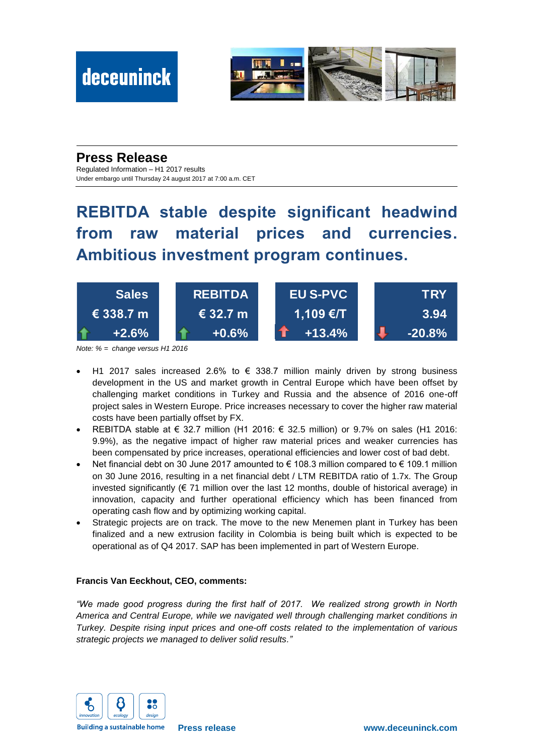# Press Release

Regulated Information – H1 2017 results
Under embargo until Thursday 24 august 2017 at 7:00 a.m. CET

# REBITDA stable despite significant headwind from raw material prices and currencies. Ambitious investment program continues.

| Sales | REBITDA | EU S-PVC | TRY |
|---|---|---|---|
| € 338.7 m | € 32.7 m | 1,109 €/T | 3.94 |
| +2.6% | +0.6% | +13.4% | -20.8% |

*Note: % = change versus H1 2016*

- H1 2017 sales increased 2.6% to € 338.7 million mainly driven by strong business development in the US and market growth in Central Europe which have been offset by challenging market conditions in Turkey and Russia and the absence of 2016 one-off project sales in Western Europe. Price increases necessary to cover the higher raw material costs have been partially offset by FX.
- REBITDA stable at € 32.7 million (H1 2016: € 32.5 million) or 9.7% on sales (H1 2016: 9.9%), as the negative impact of higher raw material prices and weaker currencies has been compensated by price increases, operational efficiencies and lower cost of bad debt.
- Net financial debt on 30 June 2017 amounted to € 108.3 million compared to € 109.1 million on 30 June 2016, resulting in a net financial debt / LTM REBITDA ratio of 1.7x. The Group invested significantly (€ 71 million over the last 12 months, double of historical average) in innovation, capacity and further operational efficiency which has been financed from operating cash flow and by optimizing working capital.
- Strategic projects are on track. The move to the new Menemen plant in Turkey has been finalized and a new extrusion facility in Colombia is being built which is expected to be operational as of Q4 2017. SAP has been implemented in part of Western Europe.

**Francis Van Eeckhout, CEO, comments:**

*"We made good progress during the first half of 2017. We realized strong growth in North America and Central Europe, while we navigated well through challenging market conditions in Turkey. Despite rising input prices and one-off costs related to the implementation of various strategic projects we managed to deliver solid results."*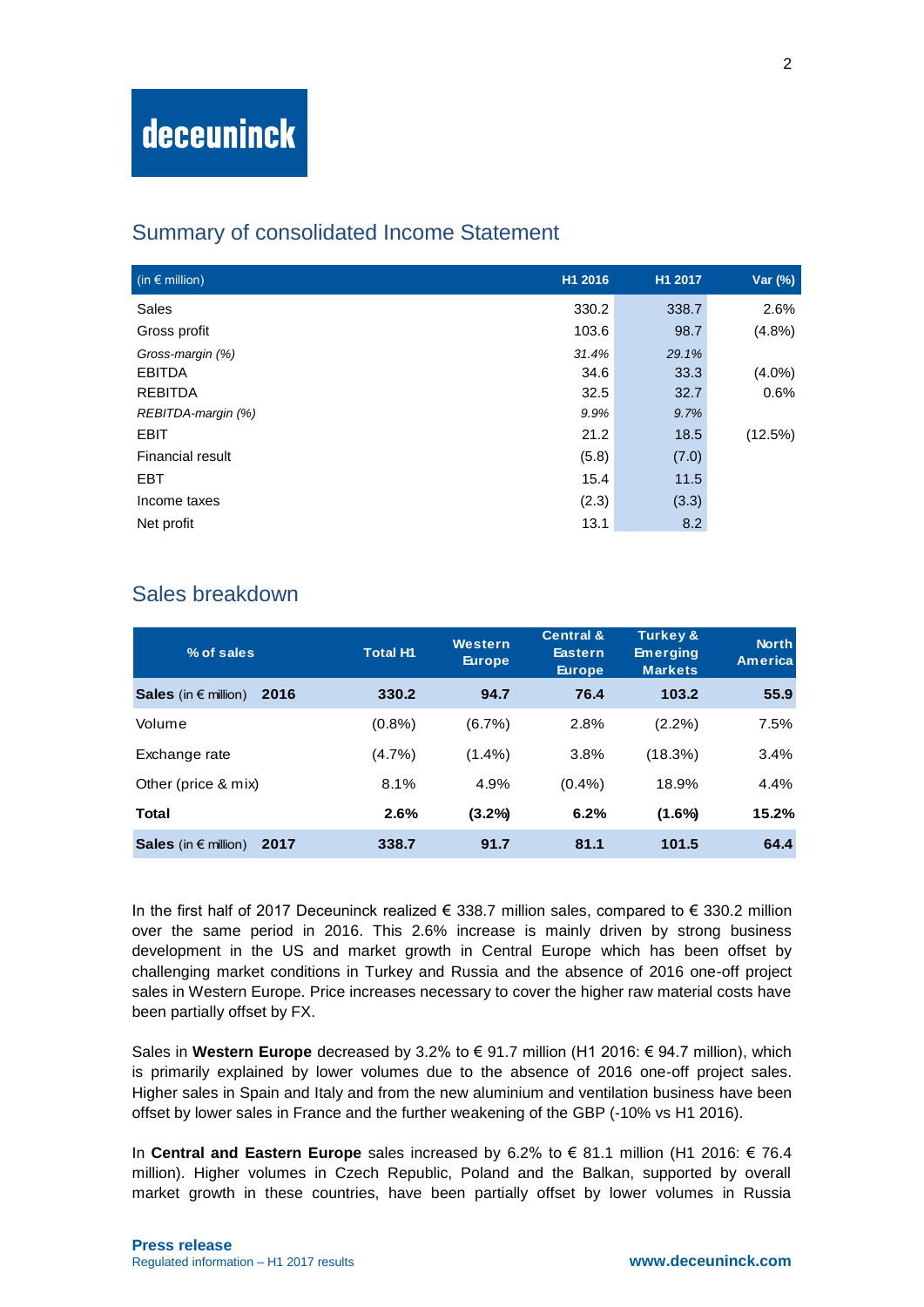## Summary of consolidated Income Statement

| (in € million) | H1 2016 | H1 2017 | Var (%) |
|---|---|---|---|
| Sales | 330.2 | 338.7 | 2.6% |
| Gross profit | 103.6 | 98.7 | (4.8%) |
| *Gross-margin (%)* | *31.4%* | *29.1%* | |
| EBITDA | 34.6 | 33.3 | (4.0%) |
| REBITDA | 32.5 | 32.7 | 0.6% |
| *REBITDA-margin (%)* | *9.9%* | *9.7%* | |
| EBIT | 21.2 | 18.5 | (12.5%) |
| Financial result | (5.8) | (7.0) | |
| EBT | 15.4 | 11.5 | |
| Income taxes | (2.3) | (3.3) | |
| Net profit | 13.1 | 8.2 | |

## Sales breakdown

| % of sales | Total H1 | Western Europe | Central & Eastern Europe | Turkey & Emerging Markets | North America |
|---|---|---|---|---|---|
| **Sales** (in € million) **2016** | **330.2** | **94.7** | **76.4** | **103.2** | **55.9** |
| Volume | (0.8%) | (6.7%) | 2.8% | (2.2%) | 7.5% |
| Exchange rate | (4.7%) | (1.4%) | 3.8% | (18.3%) | 3.4% |
| Other (price & mix) | 8.1% | 4.9% | (0.4%) | 18.9% | 4.4% |
| **Total** | **2.6%** | **(3.2%)** | **6.2%** | **(1.6%)** | **15.2%** |
| **Sales** (in € million) **2017** | **338.7** | **91.7** | **81.1** | **101.5** | **64.4** |

In the first half of 2017 Deceuninck realized € 338.7 million sales, compared to € 330.2 million over the same period in 2016. This 2.6% increase is mainly driven by strong business development in the US and market growth in Central Europe which has been offset by challenging market conditions in Turkey and Russia and the absence of 2016 one-off project sales in Western Europe. Price increases necessary to cover the higher raw material costs have been partially offset by FX.

Sales in **Western Europe** decreased by 3.2% to € 91.7 million (H1 2016: € 94.7 million), which is primarily explained by lower volumes due to the absence of 2016 one-off project sales. Higher sales in Spain and Italy and from the new aluminium and ventilation business have been offset by lower sales in France and the further weakening of the GBP (-10% vs H1 2016).

In **Central and Eastern Europe** sales increased by 6.2% to € 81.1 million (H1 2016: € 76.4 million). Higher volumes in Czech Republic, Poland and the Balkan, supported by overall market growth in these countries, have been partially offset by lower volumes in Russia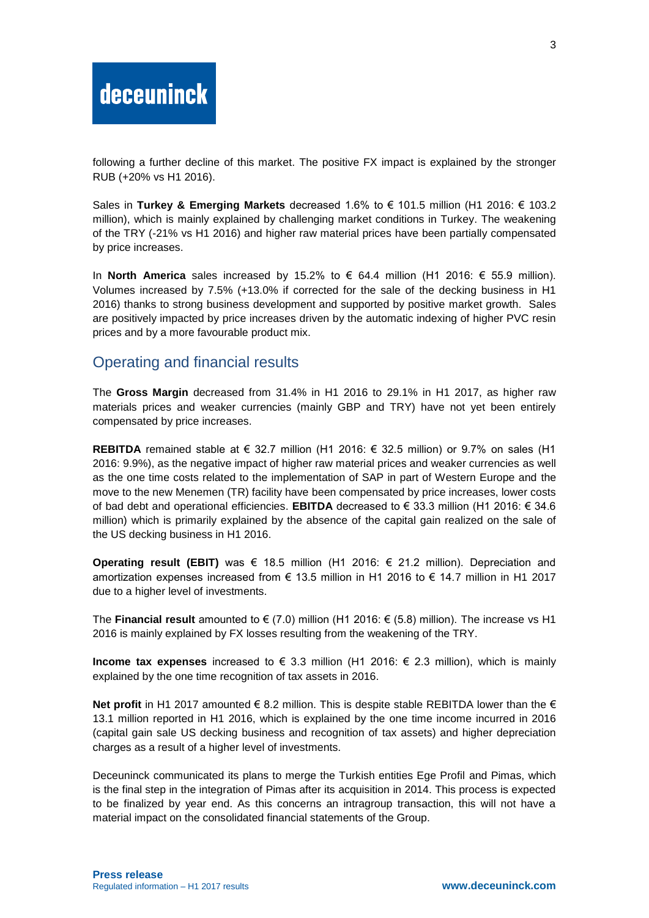following a further decline of this market. The positive FX impact is explained by the stronger RUB (+20% vs H1 2016).

Sales in **Turkey & Emerging Markets** decreased 1.6% to € 101.5 million (H1 2016: € 103.2 million), which is mainly explained by challenging market conditions in Turkey. The weakening of the TRY (-21% vs H1 2016) and higher raw material prices have been partially compensated by price increases.

In **North America** sales increased by 15.2% to € 64.4 million (H1 2016: € 55.9 million). Volumes increased by 7.5% (+13.0% if corrected for the sale of the decking business in H1 2016) thanks to strong business development and supported by positive market growth. Sales are positively impacted by price increases driven by the automatic indexing of higher PVC resin prices and by a more favourable product mix.

## Operating and financial results

The **Gross Margin** decreased from 31.4% in H1 2016 to 29.1% in H1 2017, as higher raw materials prices and weaker currencies (mainly GBP and TRY) have not yet been entirely compensated by price increases.

**REBITDA** remained stable at € 32.7 million (H1 2016: € 32.5 million) or 9.7% on sales (H1 2016: 9.9%), as the negative impact of higher raw material prices and weaker currencies as well as the one time costs related to the implementation of SAP in part of Western Europe and the move to the new Menemen (TR) facility have been compensated by price increases, lower costs of bad debt and operational efficiencies. **EBITDA** decreased to € 33.3 million (H1 2016: € 34.6 million) which is primarily explained by the absence of the capital gain realized on the sale of the US decking business in H1 2016.

**Operating result (EBIT)** was € 18.5 million (H1 2016: € 21.2 million). Depreciation and amortization expenses increased from € 13.5 million in H1 2016 to € 14.7 million in H1 2017 due to a higher level of investments.

The **Financial result** amounted to € (7.0) million (H1 2016: € (5.8) million). The increase vs H1 2016 is mainly explained by FX losses resulting from the weakening of the TRY.

**Income tax expenses** increased to € 3.3 million (H1 2016: € 2.3 million), which is mainly explained by the one time recognition of tax assets in 2016.

**Net profit** in H1 2017 amounted € 8.2 million. This is despite stable REBITDA lower than the € 13.1 million reported in H1 2016, which is explained by the one time income incurred in 2016 (capital gain sale US decking business and recognition of tax assets) and higher depreciation charges as a result of a higher level of investments.

Deceuninck communicated its plans to merge the Turkish entities Ege Profil and Pimas, which is the final step in the integration of Pimas after its acquisition in 2014. This process is expected to be finalized by year end. As this concerns an intragroup transaction, this will not have a material impact on the consolidated financial statements of the Group.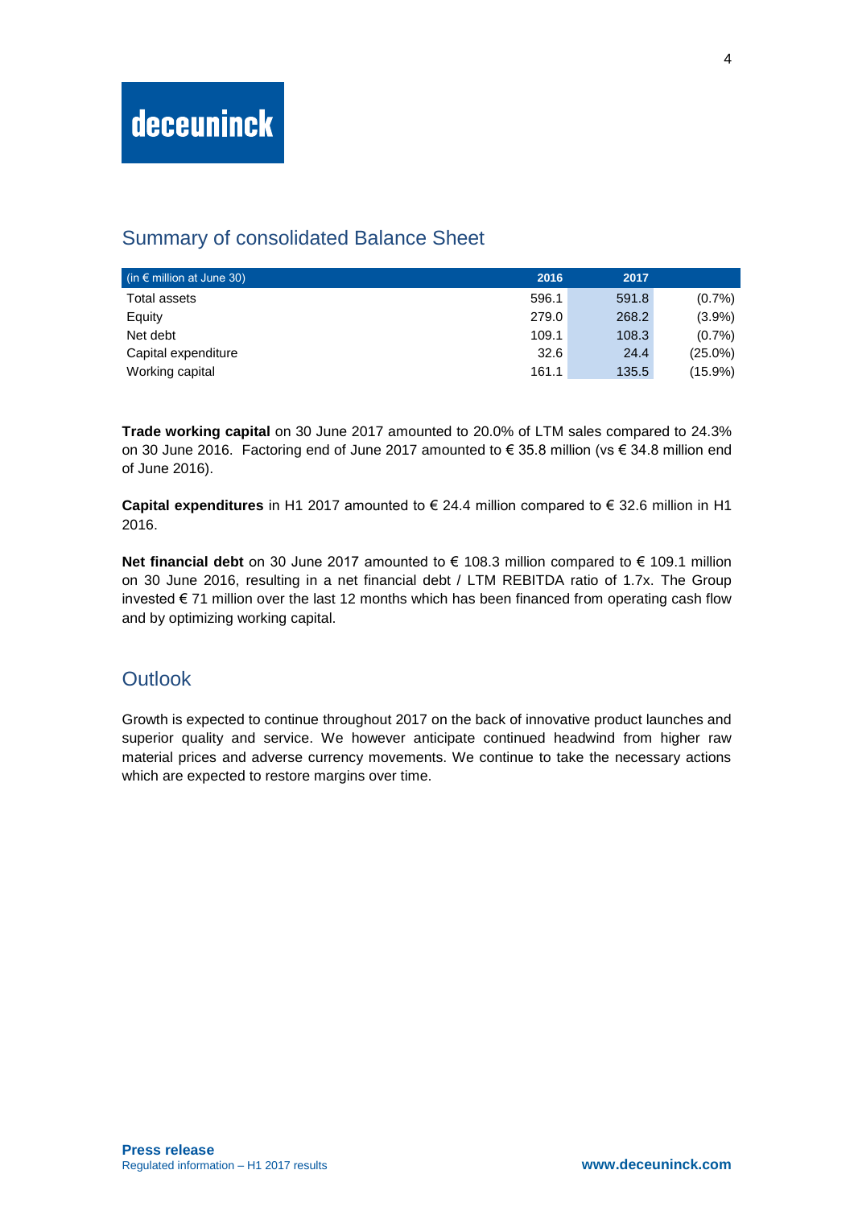## Summary of consolidated Balance Sheet

| (in € million at June 30) | 2016 | 2017 | |
|---|---|---|---|
| Total assets | 596.1 | 591.8 | (0.7%) |
| Equity | 279.0 | 268.2 | (3.9%) |
| Net debt | 109.1 | 108.3 | (0.7%) |
| Capital expenditure | 32.6 | 24.4 | (25.0%) |
| Working capital | 161.1 | 135.5 | (15.9%) |

**Trade working capital** on 30 June 2017 amounted to 20.0% of LTM sales compared to 24.3% on 30 June 2016. Factoring end of June 2017 amounted to € 35.8 million (vs € 34.8 million end of June 2016).

**Capital expenditures** in H1 2017 amounted to € 24.4 million compared to € 32.6 million in H1 2016.

**Net financial debt** on 30 June 2017 amounted to € 108.3 million compared to € 109.1 million on 30 June 2016, resulting in a net financial debt / LTM REBITDA ratio of 1.7x. The Group invested € 71 million over the last 12 months which has been financed from operating cash flow and by optimizing working capital.

## Outlook

Growth is expected to continue throughout 2017 on the back of innovative product launches and superior quality and service. We however anticipate continued headwind from higher raw material prices and adverse currency movements. We continue to take the necessary actions which are expected to restore margins over time.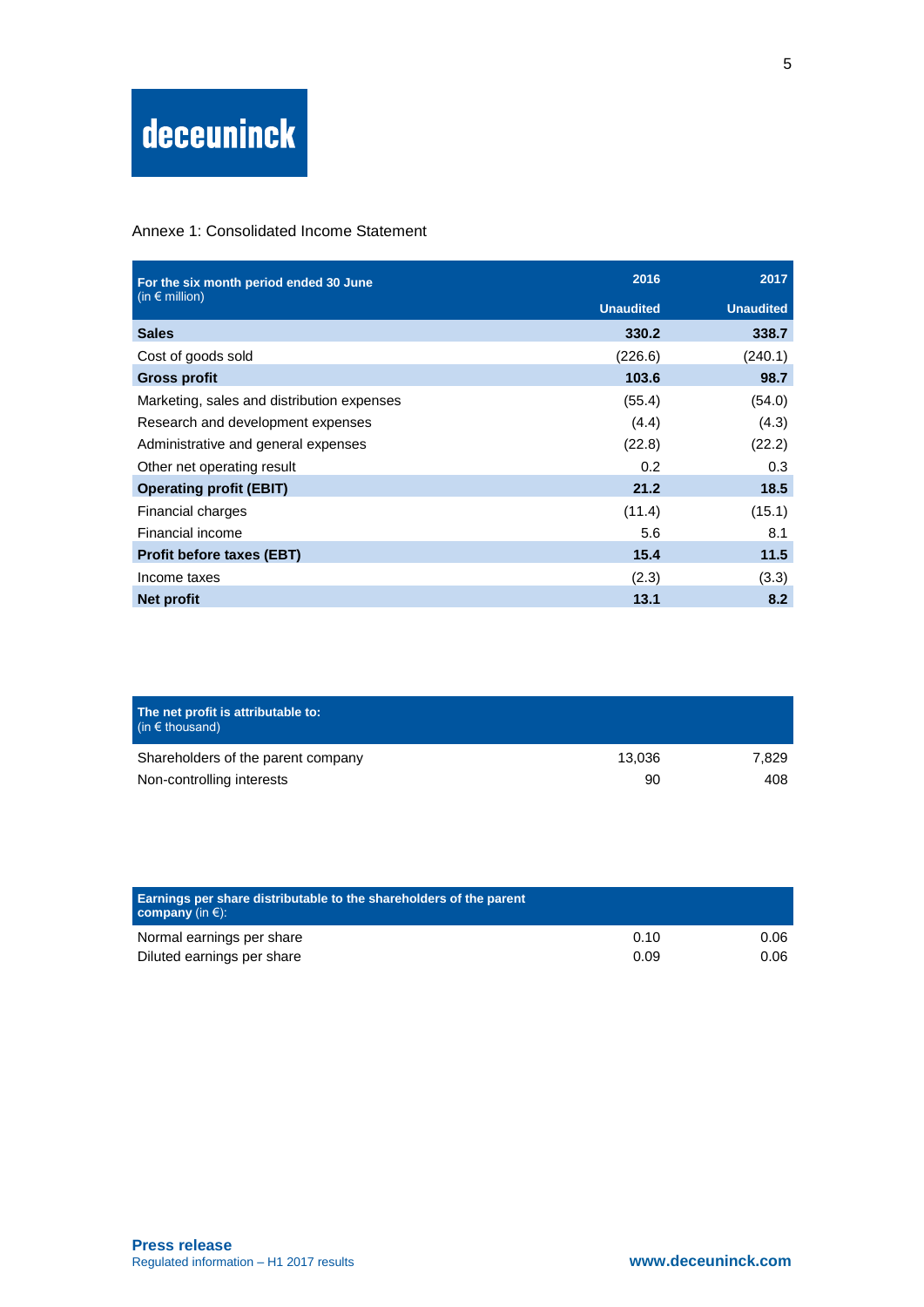deceuninck

Annexe 1: Consolidated Income Statement

| For the six month period ended 30 June (in € million) | 2016 Unaudited | 2017 Unaudited |
|---|---|---|
| **Sales** | **330.2** | **338.7** |
| Cost of goods sold | (226.6) | (240.1) |
| **Gross profit** | **103.6** | **98.7** |
| Marketing, sales and distribution expenses | (55.4) | (54.0) |
| Research and development expenses | (4.4) | (4.3) |
| Administrative and general expenses | (22.8) | (22.2) |
| Other net operating result | 0.2 | 0.3 |
| **Operating profit (EBIT)** | **21.2** | **18.5** |
| Financial charges | (11.4) | (15.1) |
| Financial income | 5.6 | 8.1 |
| **Profit before taxes (EBT)** | **15.4** | **11.5** |
| Income taxes | (2.3) | (3.3) |
| **Net profit** | **13.1** | **8.2** |

| **The net profit is attributable to:** (in € thousand) | | |
|---|---|---|
| Shareholders of the parent company | 13,036 | 7,829 |
| Non-controlling interests | 90 | 408 |

| **Earnings per share distributable to the shareholders of the parent company** (in €): | | |
|---|---|---|
| Normal earnings per share | 0.10 | 0.06 |
| Diluted earnings per share | 0.09 | 0.06 |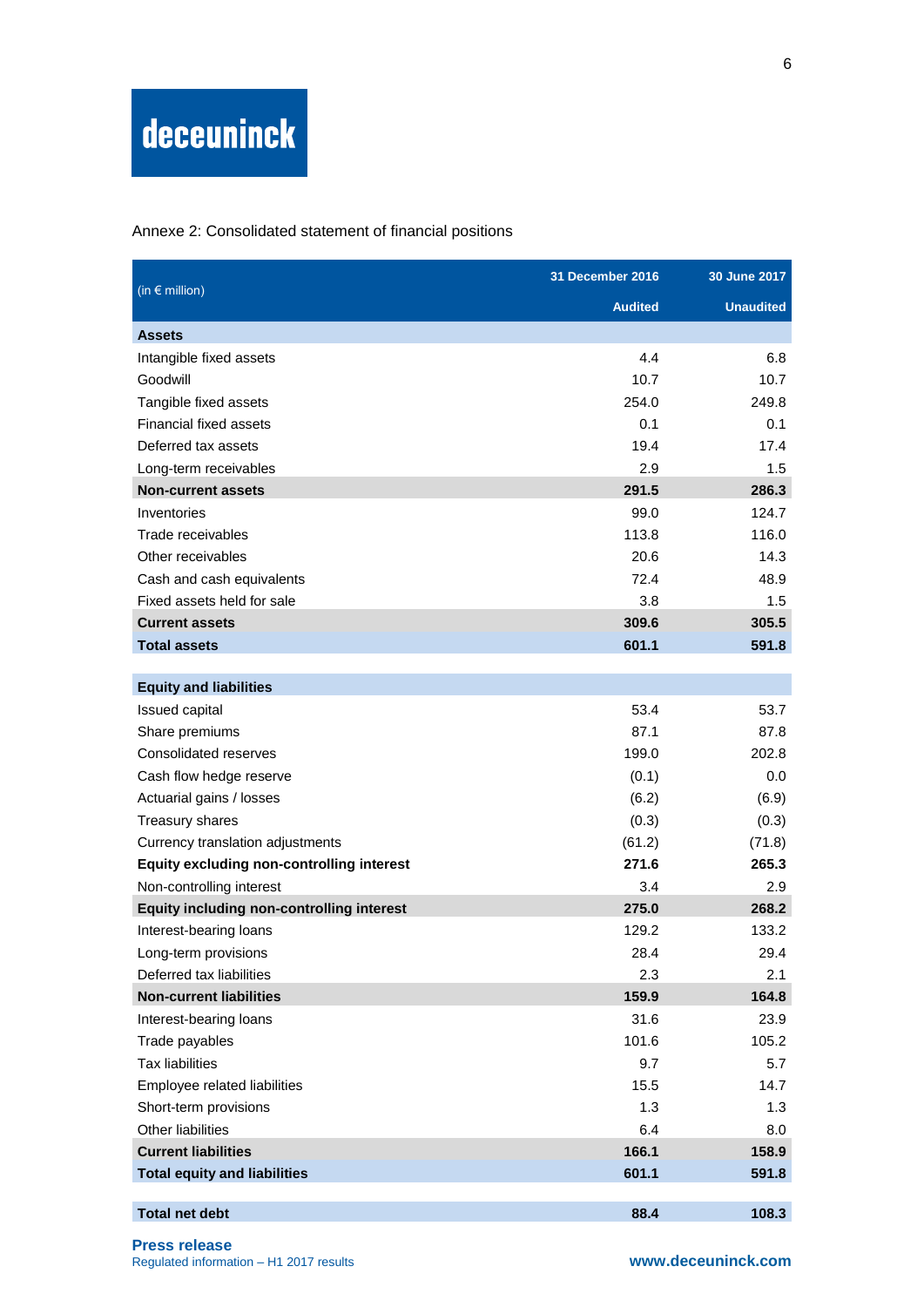deceuninck

Annexe 2: Consolidated statement of financial positions

| (in € million) | 31 December 2016<br>Audited | 30 June 2017<br>Unaudited |
|---|---|---|
| **Assets** | | |
| Intangible fixed assets | 4.4 | 6.8 |
| Goodwill | 10.7 | 10.7 |
| Tangible fixed assets | 254.0 | 249.8 |
| Financial fixed assets | 0.1 | 0.1 |
| Deferred tax assets | 19.4 | 17.4 |
| Long-term receivables | 2.9 | 1.5 |
| **Non-current assets** | **291.5** | **286.3** |
| Inventories | 99.0 | 124.7 |
| Trade receivables | 113.8 | 116.0 |
| Other receivables | 20.6 | 14.3 |
| Cash and cash equivalents | 72.4 | 48.9 |
| Fixed assets held for sale | 3.8 | 1.5 |
| **Current assets** | **309.6** | **305.5** |
| **Total assets** | **601.1** | **591.8** |
| | | |
| **Equity and liabilities** | | |
| Issued capital | 53.4 | 53.7 |
| Share premiums | 87.1 | 87.8 |
| Consolidated reserves | 199.0 | 202.8 |
| Cash flow hedge reserve | (0.1) | 0.0 |
| Actuarial gains / losses | (6.2) | (6.9) |
| Treasury shares | (0.3) | (0.3) |
| Currency translation adjustments | (61.2) | (71.8) |
| **Equity excluding non-controlling interest** | **271.6** | **265.3** |
| Non-controlling interest | 3.4 | 2.9 |
| **Equity including non-controlling interest** | **275.0** | **268.2** |
| Interest-bearing loans | 129.2 | 133.2 |
| Long-term provisions | 28.4 | 29.4 |
| Deferred tax liabilities | 2.3 | 2.1 |
| **Non-current liabilities** | **159.9** | **164.8** |
| Interest-bearing loans | 31.6 | 23.9 |
| Trade payables | 101.6 | 105.2 |
| Tax liabilities | 9.7 | 5.7 |
| Employee related liabilities | 15.5 | 14.7 |
| Short-term provisions | 1.3 | 1.3 |
| Other liabilities | 6.4 | 8.0 |
| **Current liabilities** | **166.1** | **158.9** |
| **Total equity and liabilities** | **601.1** | **591.8** |
| | | |
| **Total net debt** | **88.4** | **108.3** |

**Press release**
Regulated information – H1 2017 results

**www.deceuninck.com**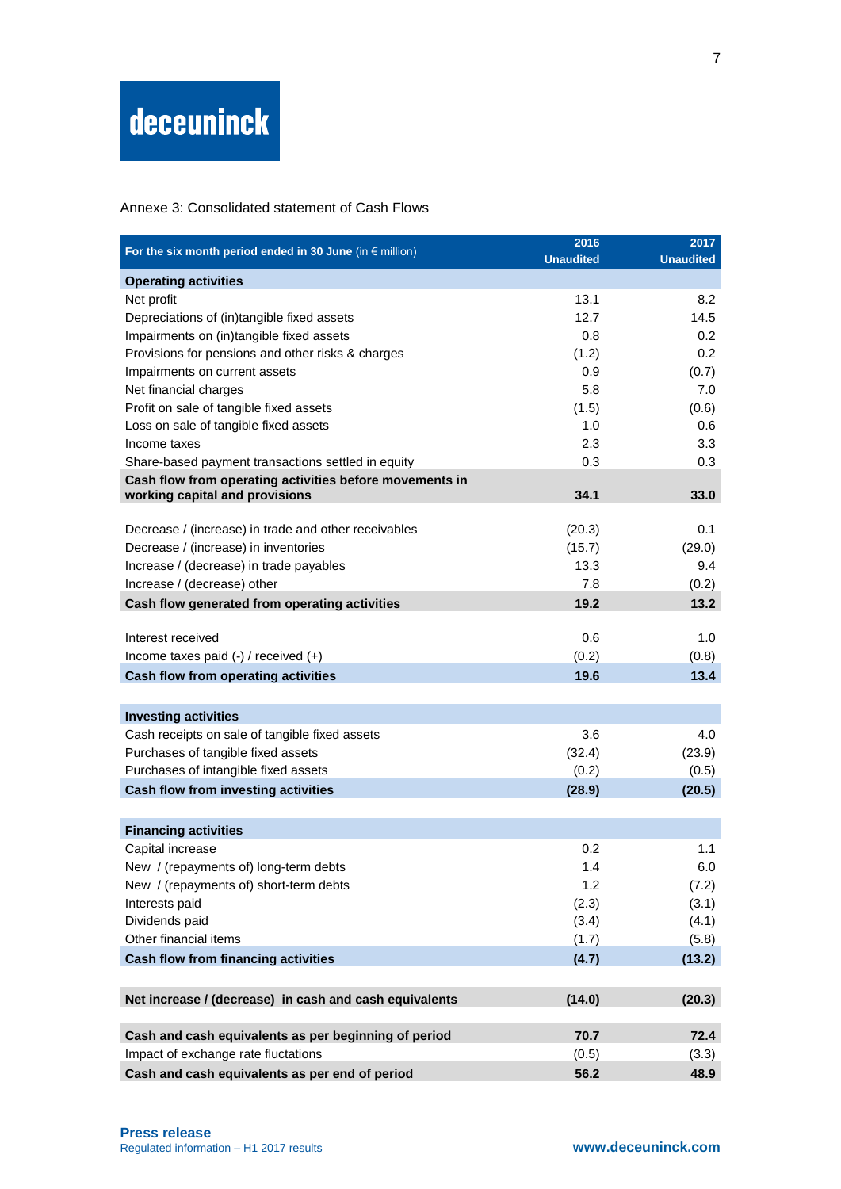deceuninck

Annexe 3: Consolidated statement of Cash Flows

| **For the six month period ended in 30 June** (in € million) | **2016 Unaudited** | **2017 Unaudited** |
|---|---|---|
| **Operating activities** | | |
| Net profit | 13.1 | 8.2 |
| Depreciations of (in)tangible fixed assets | 12.7 | 14.5 |
| Impairments on (in)tangible fixed assets | 0.8 | 0.2 |
| Provisions for pensions and other risks & charges | (1.2) | 0.2 |
| Impairments on current assets | 0.9 | (0.7) |
| Net financial charges | 5.8 | 7.0 |
| Profit on sale of tangible fixed assets | (1.5) | (0.6) |
| Loss on sale of tangible fixed assets | 1.0 | 0.6 |
| Income taxes | 2.3 | 3.3 |
| Share-based payment transactions settled in equity | 0.3 | 0.3 |
| **Cash flow from operating activities before movements in working capital and provisions** | **34.1** | **33.0** |
| Decrease / (increase) in trade and other receivables | (20.3) | 0.1 |
| Decrease / (increase) in inventories | (15.7) | (29.0) |
| Increase / (decrease) in trade payables | 13.3 | 9.4 |
| Increase / (decrease) other | 7.8 | (0.2) |
| **Cash flow generated from operating activities** | **19.2** | **13.2** |
| Interest received | 0.6 | 1.0 |
| Income taxes paid (-) / received (+) | (0.2) | (0.8) |
| **Cash flow from operating activities** | **19.6** | **13.4** |
| **Investing activities** | | |
| Cash receipts on sale of tangible fixed assets | 3.6 | 4.0 |
| Purchases of tangible fixed assets | (32.4) | (23.9) |
| Purchases of intangible fixed assets | (0.2) | (0.5) |
| **Cash flow from investing activities** | **(28.9)** | **(20.5)** |
| **Financing activities** | | |
| Capital increase | 0.2 | 1.1 |
| New / (repayments of) long-term debts | 1.4 | 6.0 |
| New / (repayments of) short-term debts | 1.2 | (7.2) |
| Interests paid | (2.3) | (3.1) |
| Dividends paid | (3.4) | (4.1) |
| Other financial items | (1.7) | (5.8) |
| **Cash flow from financing activities** | **(4.7)** | **(13.2)** |
| **Net increase / (decrease) in cash and cash equivalents** | **(14.0)** | **(20.3)** |
| **Cash and cash equivalents as per beginning of period** | **70.7** | **72.4** |
| Impact of exchange rate fluctuations | (0.5) | (3.3) |
| **Cash and cash equivalents as per end of period** | **56.2** | **48.9** |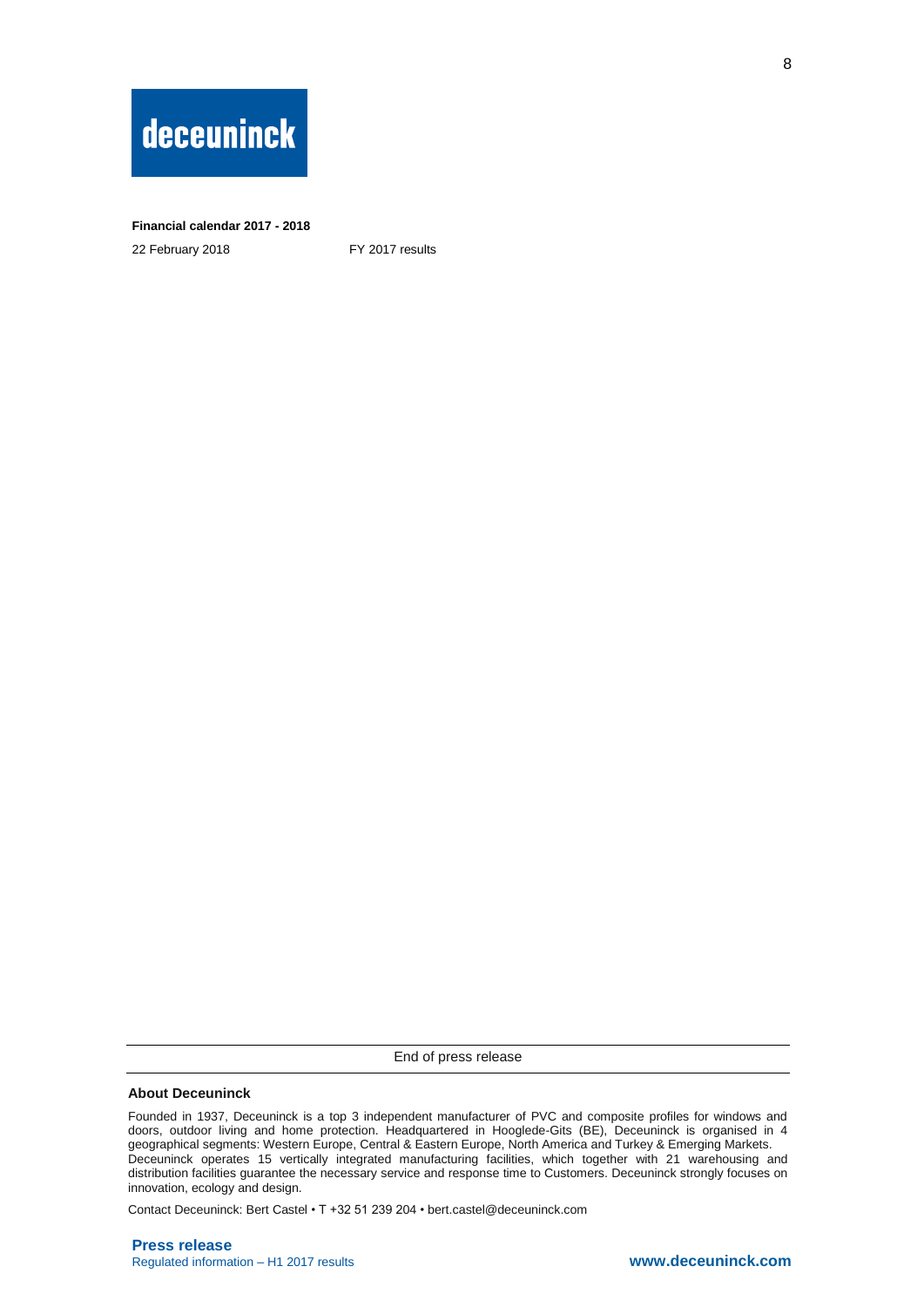deceuninck

**Financial calendar 2017 - 2018**

| | |
|---|---|
| 22 February 2018 | FY 2017 results |

End of press release

**About Deceuninck**

Founded in 1937, Deceuninck is a top 3 independent manufacturer of PVC and composite profiles for windows and doors, outdoor living and home protection. Headquartered in Hooglede-Gits (BE), Deceuninck is organised in 4 geographical segments: Western Europe, Central & Eastern Europe, North America and Turkey & Emerging Markets. Deceuninck operates 15 vertically integrated manufacturing facilities, which together with 21 warehousing and distribution facilities guarantee the necessary service and response time to Customers. Deceuninck strongly focuses on innovation, ecology and design.

Contact Deceuninck: Bert Castel • T +32 51 239 204 • bert.castel@deceuninck.com